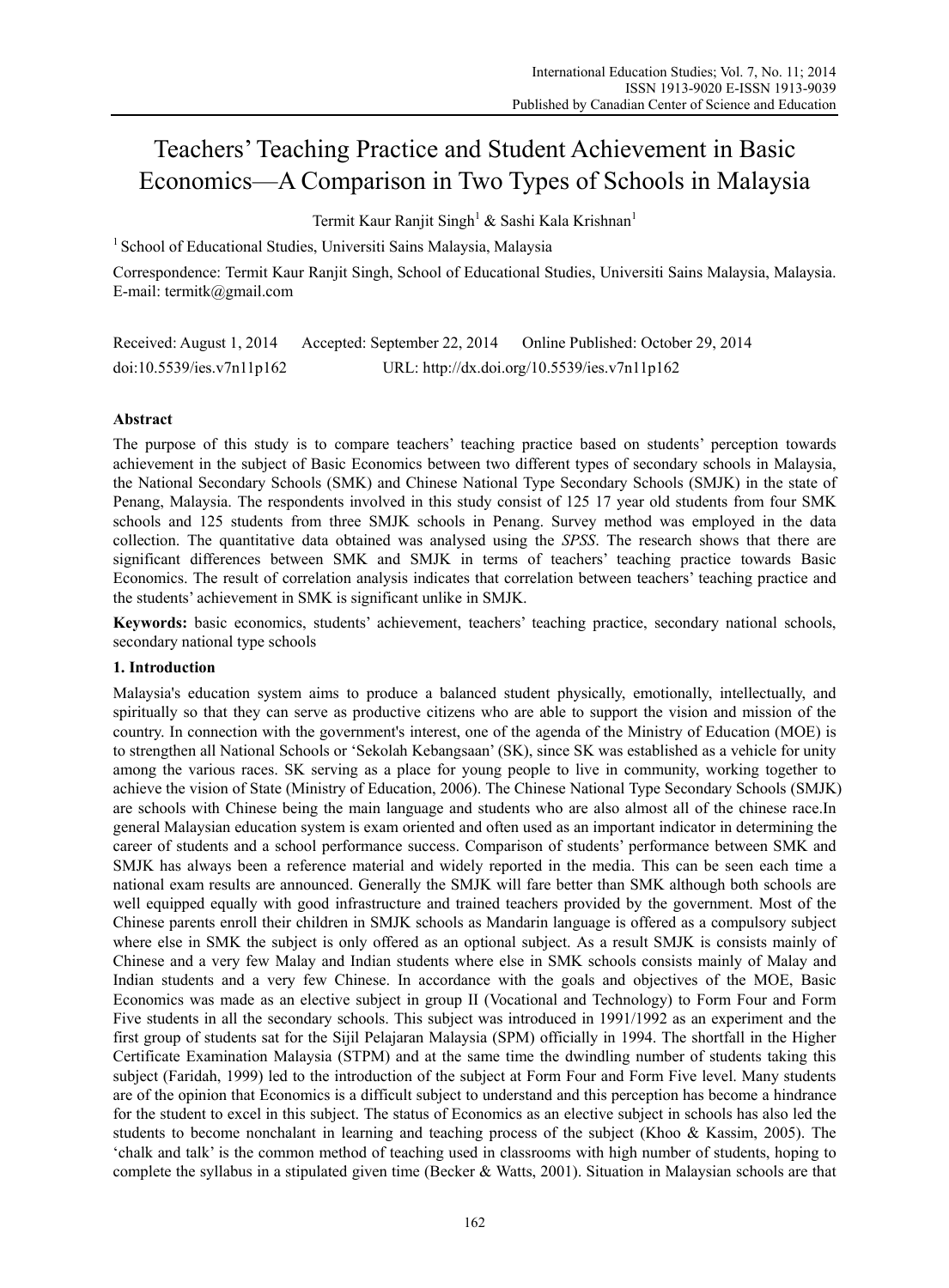# Teachers' Teaching Practice and Student Achievement in Basic Economics—A Comparison in Two Types of Schools in Malaysia

Termit Kaur Ranjit Singh[1] & Sashi Kala Krishnan[1]

[1] School of Educational Studies, Universiti Sains Malaysia, Malaysia

Correspondence: Termit Kaur Ranjit Singh, School of Educational Studies, Universiti Sains Malaysia, Malaysia. E-mail: termitk@gmail.com

Received: August 1, 2014 Accepted: September 22, 2014 Online Published: October 29, 2014

doi:10.5539/ies.v7n11p162 URL: http://dx.doi.org/10.5539/ies.v7n11p162

## Abstract

The purpose of this study is to compare teachers' teaching practice based on students' perception towards achievement in the subject of Basic Economics between two different types of secondary schools in Malaysia, the National Secondary Schools (SMK) and Chinese National Type Secondary Schools (SMJK) in the state of Penang, Malaysia. The respondents involved in this study consist of 125 17 year old students from four SMK schools and 125 students from three SMJK schools in Penang. Survey method was employed in the data collection. The quantitative data obtained was analysed using the *SPSS*. The research shows that there are significant differences between SMK and SMJK in terms of teachers' teaching practice towards Basic Economics. The result of correlation analysis indicates that correlation between teachers' teaching practice and the students' achievement in SMK is significant unlike in SMJK.

**Keywords:** basic economics, students' achievement, teachers' teaching practice, secondary national schools, secondary national type schools

## 1. Introduction

Malaysia's education system aims to produce a balanced student physically, emotionally, intellectually, and spiritually so that they can serve as productive citizens who are able to support the vision and mission of the country. In connection with the government's interest, one of the agenda of the Ministry of Education (MOE) is to strengthen all National Schools or 'Sekolah Kebangsaan' (SK), since SK was established as a vehicle for unity among the various races. SK serving as a place for young people to live in community, working together to achieve the vision of State (Ministry of Education, 2006). The Chinese National Type Secondary Schools (SMJK) are schools with Chinese being the main language and students who are also almost all of the chinese race.In general Malaysian education system is exam oriented and often used as an important indicator in determining the career of students and a school performance success. Comparison of students' performance between SMK and SMJK has always been a reference material and widely reported in the media. This can be seen each time a national exam results are announced. Generally the SMJK will fare better than SMK although both schools are well equipped equally with good infrastructure and trained teachers provided by the government. Most of the Chinese parents enroll their children in SMJK schools as Mandarin language is offered as a compulsory subject where else in SMK the subject is only offered as an optional subject. As a result SMJK is consists mainly of Chinese and a very few Malay and Indian students where else in SMK schools consists mainly of Malay and Indian students and a very few Chinese. In accordance with the goals and objectives of the MOE, Basic Economics was made as an elective subject in group II (Vocational and Technology) to Form Four and Form Five students in all the secondary schools. This subject was introduced in 1991/1992 as an experiment and the first group of students sat for the Sijil Pelajaran Malaysia (SPM) officially in 1994. The shortfall in the Higher Certificate Examination Malaysia (STPM) and at the same time the dwindling number of students taking this subject (Faridah, 1999) led to the introduction of the subject at Form Four and Form Five level. Many students are of the opinion that Economics is a difficult subject to understand and this perception has become a hindrance for the student to excel in this subject. The status of Economics as an elective subject in schools has also led the students to become nonchalant in learning and teaching process of the subject (Khoo & Kassim, 2005). The 'chalk and talk' is the common method of teaching used in classrooms with high number of students, hoping to complete the syllabus in a stipulated given time (Becker & Watts, 2001). Situation in Malaysian schools are that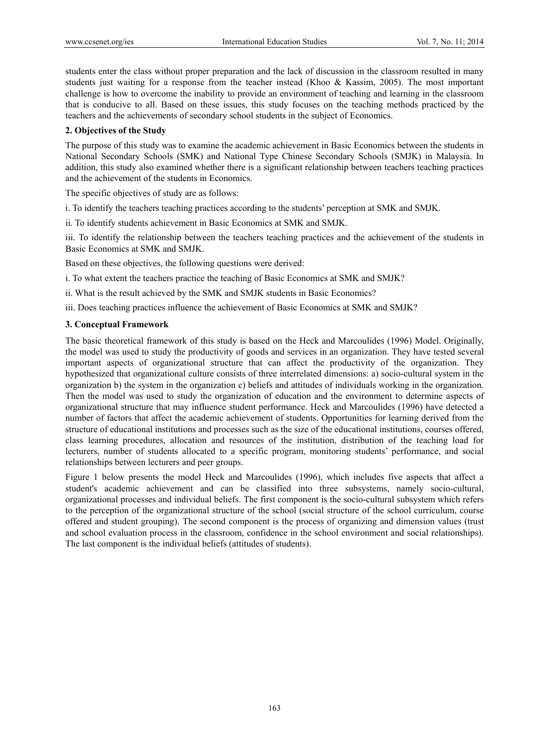students enter the class without proper preparation and the lack of discussion in the classroom resulted in many students just waiting for a response from the teacher instead (Khoo & Kassim, 2005). The most important challenge is how to overcome the inability to provide an environment of teaching and learning in the classroom that is conducive to all. Based on these issues, this study focuses on the teaching methods practiced by the teachers and the achievements of secondary school students in the subject of Economics.

## 2. Objectives of the Study

The purpose of this study was to examine the academic achievement in Basic Economics between the students in National Secondary Schools (SMK) and National Type Chinese Secondary Schools (SMJK) in Malaysia. In addition, this study also examined whether there is a significant relationship between teachers teaching practices and the achievement of the students in Economics.

The specific objectives of study are as follows:

i. To identify the teachers teaching practices according to the students' perception at SMK and SMJK.

ii. To identify students achievement in Basic Economics at SMK and SMJK.

iii. To identify the relationship between the teachers teaching practices and the achievement of the students in Basic Economics at SMK and SMJK.

Based on these objectives, the following questions were derived:

i. To what extent the teachers practice the teaching of Basic Economics at SMK and SMJK?

ii. What is the result achieved by the SMK and SMJK students in Basic Economics?

iii. Does teaching practices influence the achievement of Basic Economics at SMK and SMJK?

## 3. Conceptual Framework

The basic theoretical framework of this study is based on the Heck and Marcoulides (1996) Model. Originally, the model was used to study the productivity of goods and services in an organization. They have tested several important aspects of organizational structure that can affect the productivity of the organization. They hypothesized that organizational culture consists of three interrelated dimensions: a) socio-cultural system in the organization b) the system in the organization c) beliefs and attitudes of individuals working in the organization. Then the model was used to study the organization of education and the environment to determine aspects of organizational structure that may influence student performance. Heck and Marcoulides (1996) have detected a number of factors that affect the academic achievement of students. Opportunities for learning derived from the structure of educational institutions and processes such as the size of the educational institutions, courses offered, class learning procedures, allocation and resources of the institution, distribution of the teaching load for lecturers, number of students allocated to a specific program, monitoring students' performance, and social relationships between lecturers and peer groups.

Figure 1 below presents the model Heck and Marcoulides (1996), which includes five aspects that affect a student's academic achievement and can be classified into three subsystems, namely socio-cultural, organizational processes and individual beliefs. The first component is the socio-cultural subsystem which refers to the perception of the organizational structure of the school (social structure of the school curriculum, course offered and student grouping). The second component is the process of organizing and dimension values (trust and school evaluation process in the classroom, confidence in the school environment and social relationships). The last component is the individual beliefs (attitudes of students).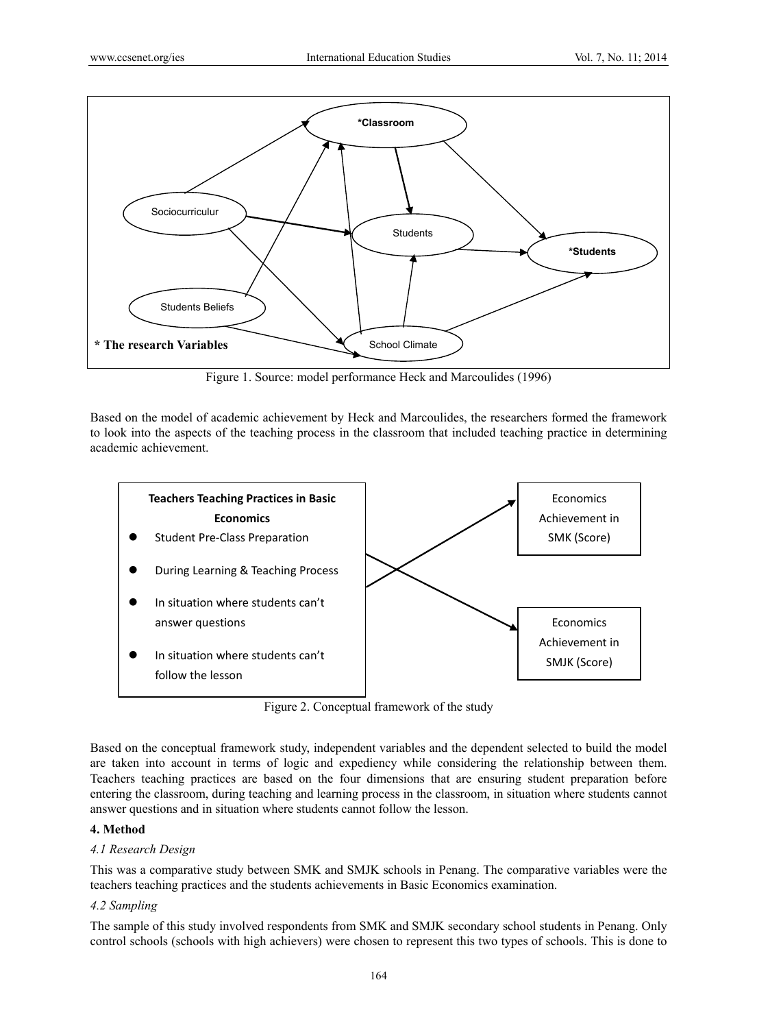Figure 1. Source: model performance Heck and Marcoulides (1996)

Based on the model of academic achievement by Heck and Marcoulides, the researchers formed the framework to look into the aspects of the teaching process in the classroom that included teaching practice in determining academic achievement.

Figure 2. Conceptual framework of the study

Based on the conceptual framework study, independent variables and the dependent selected to build the model are taken into account in terms of logic and expediency while considering the relationship between them. Teachers teaching practices are based on the four dimensions that are ensuring student preparation before entering the classroom, during teaching and learning process in the classroom, in situation where students cannot answer questions and in situation where students cannot follow the lesson.

## 4. Method

### *4.1 Research Design*

This was a comparative study between SMK and SMJK schools in Penang. The comparative variables were the teachers teaching practices and the students achievements in Basic Economics examination.

### *4.2 Sampling*

The sample of this study involved respondents from SMK and SMJK secondary school students in Penang. Only control schools (schools with high achievers) were chosen to represent this two types of schools. This is done to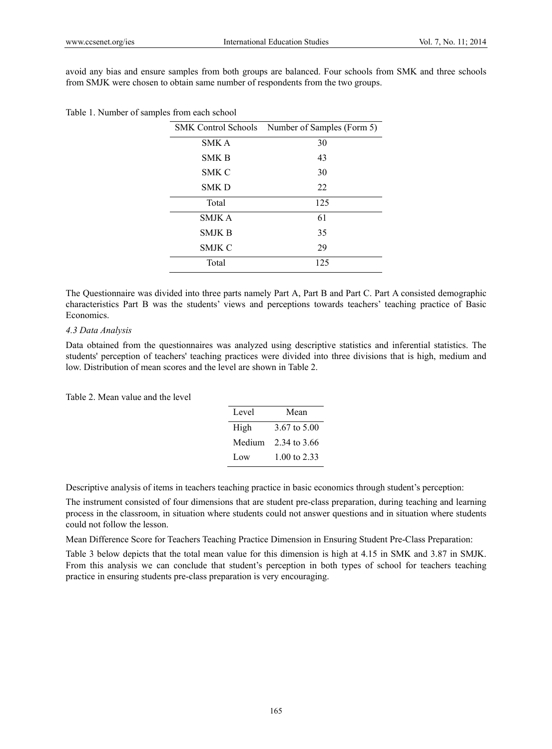avoid any bias and ensure samples from both groups are balanced. Four schools from SMK and three schools from SMJK were chosen to obtain same number of respondents from the two groups.

Table 1. Number of samples from each school

| SMK Control Schools | Number of Samples (Form 5) |
|---|---|
| SMK A | 30 |
| SMK B | 43 |
| SMK C | 30 |
| SMK D | 22 |
| Total | 125 |
| SMJK A | 61 |
| SMJK B | 35 |
| SMJK C | 29 |
| Total | 125 |

The Questionnaire was divided into three parts namely Part A, Part B and Part C. Part A consisted demographic characteristics Part B was the students' views and perceptions towards teachers' teaching practice of Basic Economics.

*4.3 Data Analysis*

Data obtained from the questionnaires was analyzed using descriptive statistics and inferential statistics. The students' perception of teachers' teaching practices were divided into three divisions that is high, medium and low. Distribution of mean scores and the level are shown in Table 2.

Table 2. Mean value and the level

| Level | Mean |
|---|---|
| High | 3.67 to 5.00 |
| Medium | 2.34 to 3.66 |
| Low | 1.00 to 2.33 |

Descriptive analysis of items in teachers teaching practice in basic economics through student's perception:

The instrument consisted of four dimensions that are student pre-class preparation, during teaching and learning process in the classroom, in situation where students could not answer questions and in situation where students could not follow the lesson.

Mean Difference Score for Teachers Teaching Practice Dimension in Ensuring Student Pre-Class Preparation:

Table 3 below depicts that the total mean value for this dimension is high at 4.15 in SMK and 3.87 in SMJK. From this analysis we can conclude that student's perception in both types of school for teachers teaching practice in ensuring students pre-class preparation is very encouraging.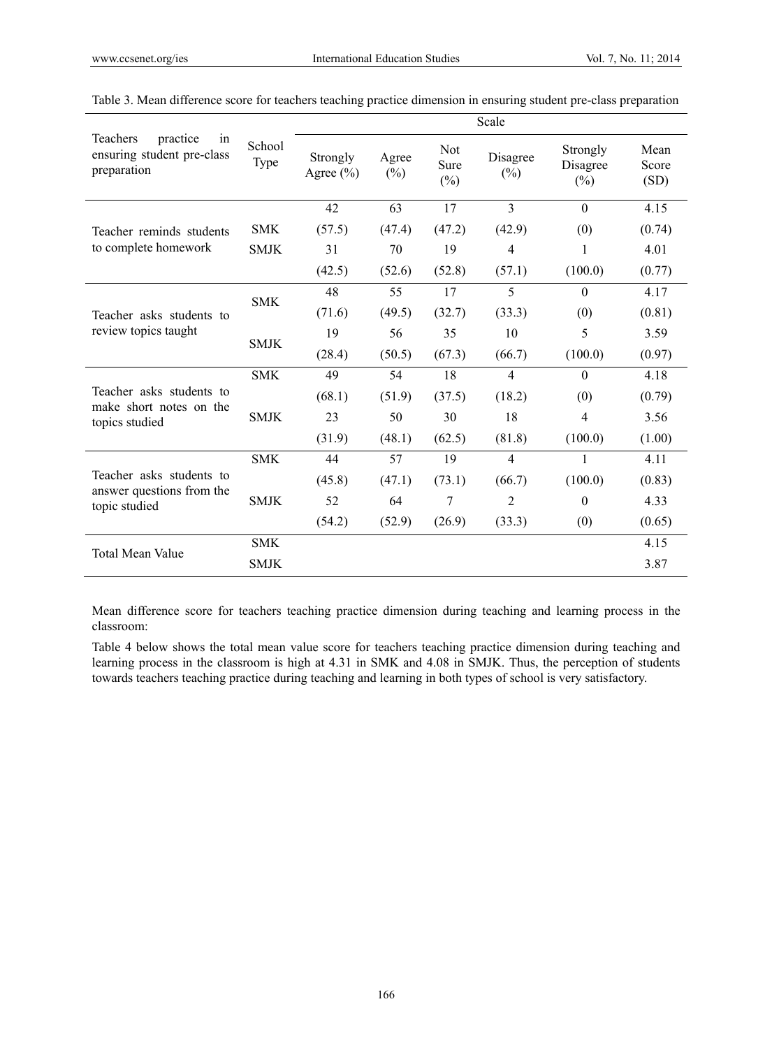Table 3. Mean difference score for teachers teaching practice dimension in ensuring student pre-class preparation

| Teachers practice in ensuring student pre-class preparation | School Type | Scale | | | | | |
|---|---|---|---|---|---|---|---|
| | | Strongly Agree (%) | Agree (%) | Not Sure (%) | Disagree (%) | Strongly Disagree (%) | Mean Score (SD) |
| Teacher reminds students to complete homework | SMK | 42 | 63 | 17 | 3 | 0 | 4.15 |
| | | (57.5) | (47.4) | (47.2) | (42.9) | (0) | (0.74) |
| | SMJK | 31 | 70 | 19 | 4 | 1 | 4.01 |
| | | (42.5) | (52.6) | (52.8) | (57.1) | (100.0) | (0.77) |
| Teacher asks students to review topics taught | SMK | 48 | 55 | 17 | 5 | 0 | 4.17 |
| | | (71.6) | (49.5) | (32.7) | (33.3) | (0) | (0.81) |
| | SMJK | 19 | 56 | 35 | 10 | 5 | 3.59 |
| | | (28.4) | (50.5) | (67.3) | (66.7) | (100.0) | (0.97) |
| Teacher asks students to make short notes on the topics studied | SMK | 49 | 54 | 18 | 4 | 0 | 4.18 |
| | | (68.1) | (51.9) | (37.5) | (18.2) | (0) | (0.79) |
| | SMJK | 23 | 50 | 30 | 18 | 4 | 3.56 |
| | | (31.9) | (48.1) | (62.5) | (81.8) | (100.0) | (1.00) |
| Teacher asks students to answer questions from the topic studied | SMK | 44 | 57 | 19 | 4 | 1 | 4.11 |
| | | (45.8) | (47.1) | (73.1) | (66.7) | (100.0) | (0.83) |
| | SMJK | 52 | 64 | 7 | 2 | 0 | 4.33 |
| | | (54.2) | (52.9) | (26.9) | (33.3) | (0) | (0.65) |
| Total Mean Value | SMK | | | | | | 4.15 |
| | SMJK | | | | | | 3.87 |

Mean difference score for teachers teaching practice dimension during teaching and learning process in the classroom:

Table 4 below shows the total mean value score for teachers teaching practice dimension during teaching and learning process in the classroom is high at 4.31 in SMK and 4.08 in SMJK. Thus, the perception of students towards teachers teaching practice during teaching and learning in both types of school is very satisfactory.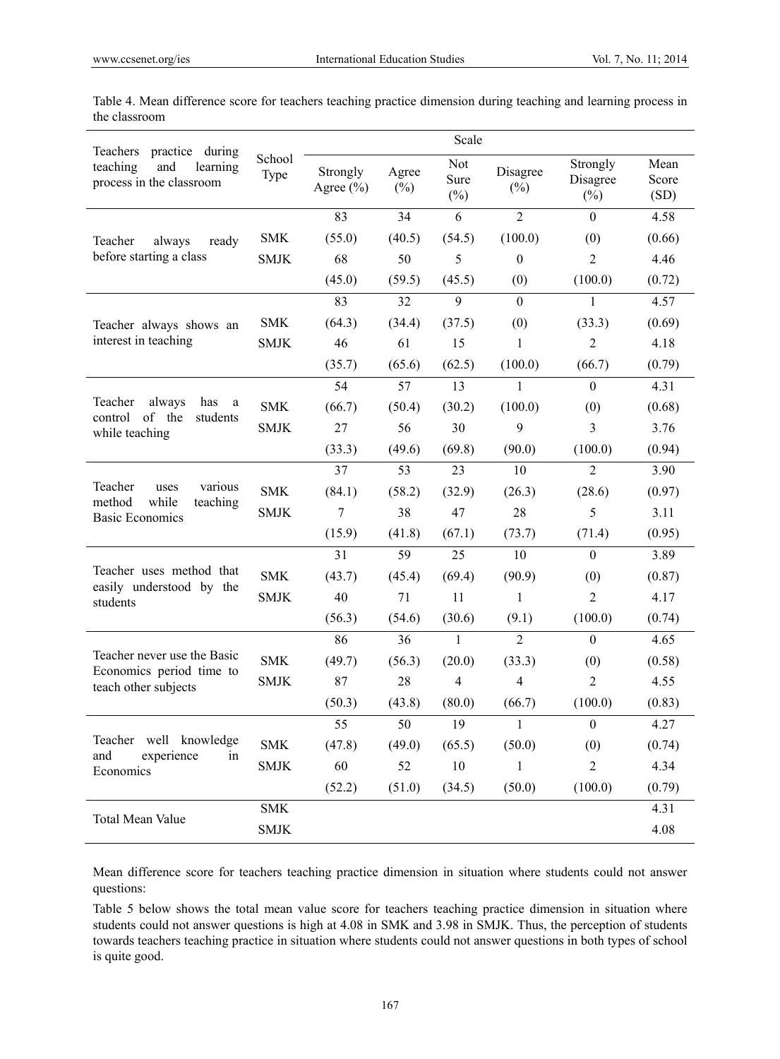Table 4. Mean difference score for teachers teaching practice dimension during teaching and learning process in the classroom

| Teachers practice during teaching and learning process in the classroom | School Type | Scale | | | | | |
|---|---|---|---|---|---|---|---|
| | | Strongly Agree (%) | Agree (%) | Not Sure (%) | Disagree (%) | Strongly Disagree (%) | Mean Score (SD) |
| Teacher always ready before starting a class | SMK | 83 | 34 | 6 | 2 | 0 | 4.58 |
| | | (55.0) | (40.5) | (54.5) | (100.0) | (0) | (0.66) |
| | SMJK | 68 | 50 | 5 | 0 | 2 | 4.46 |
| | | (45.0) | (59.5) | (45.5) | (0) | (100.0) | (0.72) |
| Teacher always shows an interest in teaching | SMK | 83 | 32 | 9 | 0 | 1 | 4.57 |
| | | (64.3) | (34.4) | (37.5) | (0) | (33.3) | (0.69) |
| | SMJK | 46 | 61 | 15 | 1 | 2 | 4.18 |
| | | (35.7) | (65.6) | (62.5) | (100.0) | (66.7) | (0.79) |
| Teacher always has a control of the students while teaching | SMK | 54 | 57 | 13 | 1 | 0 | 4.31 |
| | | (66.7) | (50.4) | (30.2) | (100.0) | (0) | (0.68) |
| | SMJK | 27 | 56 | 30 | 9 | 3 | 3.76 |
| | | (33.3) | (49.6) | (69.8) | (90.0) | (100.0) | (0.94) |
| Teacher uses various method while teaching Basic Economics | SMK | 37 | 53 | 23 | 10 | 2 | 3.90 |
| | | (84.1) | (58.2) | (32.9) | (26.3) | (28.6) | (0.97) |
| | SMJK | 7 | 38 | 47 | 28 | 5 | 3.11 |
| | | (15.9) | (41.8) | (67.1) | (73.7) | (71.4) | (0.95) |
| Teacher uses method that easily understood by the students | SMK | 31 | 59 | 25 | 10 | 0 | 3.89 |
| | | (43.7) | (45.4) | (69.4) | (90.9) | (0) | (0.87) |
| | SMJK | 40 | 71 | 11 | 1 | 2 | 4.17 |
| | | (56.3) | (54.6) | (30.6) | (9.1) | (100.0) | (0.74) |
| Teacher never use the Basic Economics period time to teach other subjects | SMK | 86 | 36 | 1 | 2 | 0 | 4.65 |
| | | (49.7) | (56.3) | (20.0) | (33.3) | (0) | (0.58) |
| | SMJK | 87 | 28 | 4 | 4 | 2 | 4.55 |
| | | (50.3) | (43.8) | (80.0) | (66.7) | (100.0) | (0.83) |
| Teacher well knowledge and experience in Economics | SMK | 55 | 50 | 19 | 1 | 0 | 4.27 |
| | | (47.8) | (49.0) | (65.5) | (50.0) | (0) | (0.74) |
| | SMJK | 60 | 52 | 10 | 1 | 2 | 4.34 |
| | | (52.2) | (51.0) | (34.5) | (50.0) | (100.0) | (0.79) |
| Total Mean Value | SMK | | | | | | 4.31 |
| | SMJK | | | | | | 4.08 |

Mean difference score for teachers teaching practice dimension in situation where students could not answer questions:

Table 5 below shows the total mean value score for teachers teaching practice dimension in situation where students could not answer questions is high at 4.08 in SMK and 3.98 in SMJK. Thus, the perception of students towards teachers teaching practice in situation where students could not answer questions in both types of school is quite good.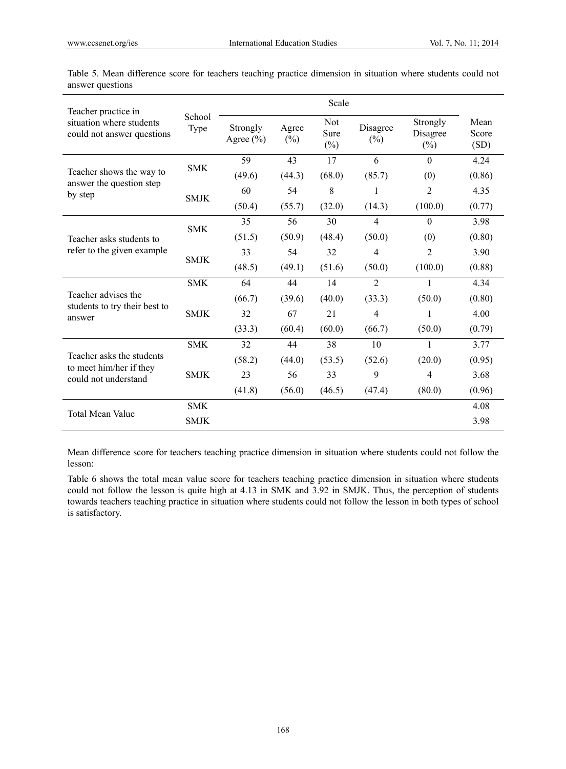Table 5. Mean difference score for teachers teaching practice dimension in situation where students could not answer questions

| Teacher practice in situation where students could not answer questions | School Type | Scale | | | | | Mean Score (SD) |
|---|---|---|---|---|---|---|---|
| | | Strongly Agree (%) | Agree (%) | Not Sure (%) | Disagree (%) | Strongly Disagree (%) | |
| Teacher shows the way to answer the question step by step | SMK | 59 | 43 | 17 | 6 | 0 | 4.24 |
| | | (49.6) | (44.3) | (68.0) | (85.7) | (0) | (0.86) |
| | SMJK | 60 | 54 | 8 | 1 | 2 | 4.35 |
| | | (50.4) | (55.7) | (32.0) | (14.3) | (100.0) | (0.77) |
| Teacher asks students to refer to the given example | SMK | 35 | 56 | 30 | 4 | 0 | 3.98 |
| | | (51.5) | (50.9) | (48.4) | (50.0) | (0) | (0.80) |
| | SMJK | 33 | 54 | 32 | 4 | 2 | 3.90 |
| | | (48.5) | (49.1) | (51.6) | (50.0) | (100.0) | (0.88) |
| Teacher advises the students to try their best to answer | SMK | 64 | 44 | 14 | 2 | 1 | 4.34 |
| | | (66.7) | (39.6) | (40.0) | (33.3) | (50.0) | (0.80) |
| | SMJK | 32 | 67 | 21 | 4 | 1 | 4.00 |
| | | (33.3) | (60.4) | (60.0) | (66.7) | (50.0) | (0.79) |
| Teacher asks the students to meet him/her if they could not understand | SMK | 32 | 44 | 38 | 10 | 1 | 3.77 |
| | | (58.2) | (44.0) | (53.5) | (52.6) | (20.0) | (0.95) |
| | SMJK | 23 | 56 | 33 | 9 | 4 | 3.68 |
| | | (41.8) | (56.0) | (46.5) | (47.4) | (80.0) | (0.96) |
| Total Mean Value | SMK | | | | | | 4.08 |
| | SMJK | | | | | | 3.98 |

Mean difference score for teachers teaching practice dimension in situation where students could not follow the lesson:

Table 6 shows the total mean value score for teachers teaching practice dimension in situation where students could not follow the lesson is quite high at 4.13 in SMK and 3.92 in SMJK. Thus, the perception of students towards teachers teaching practice in situation where students could not follow the lesson in both types of school is satisfactory.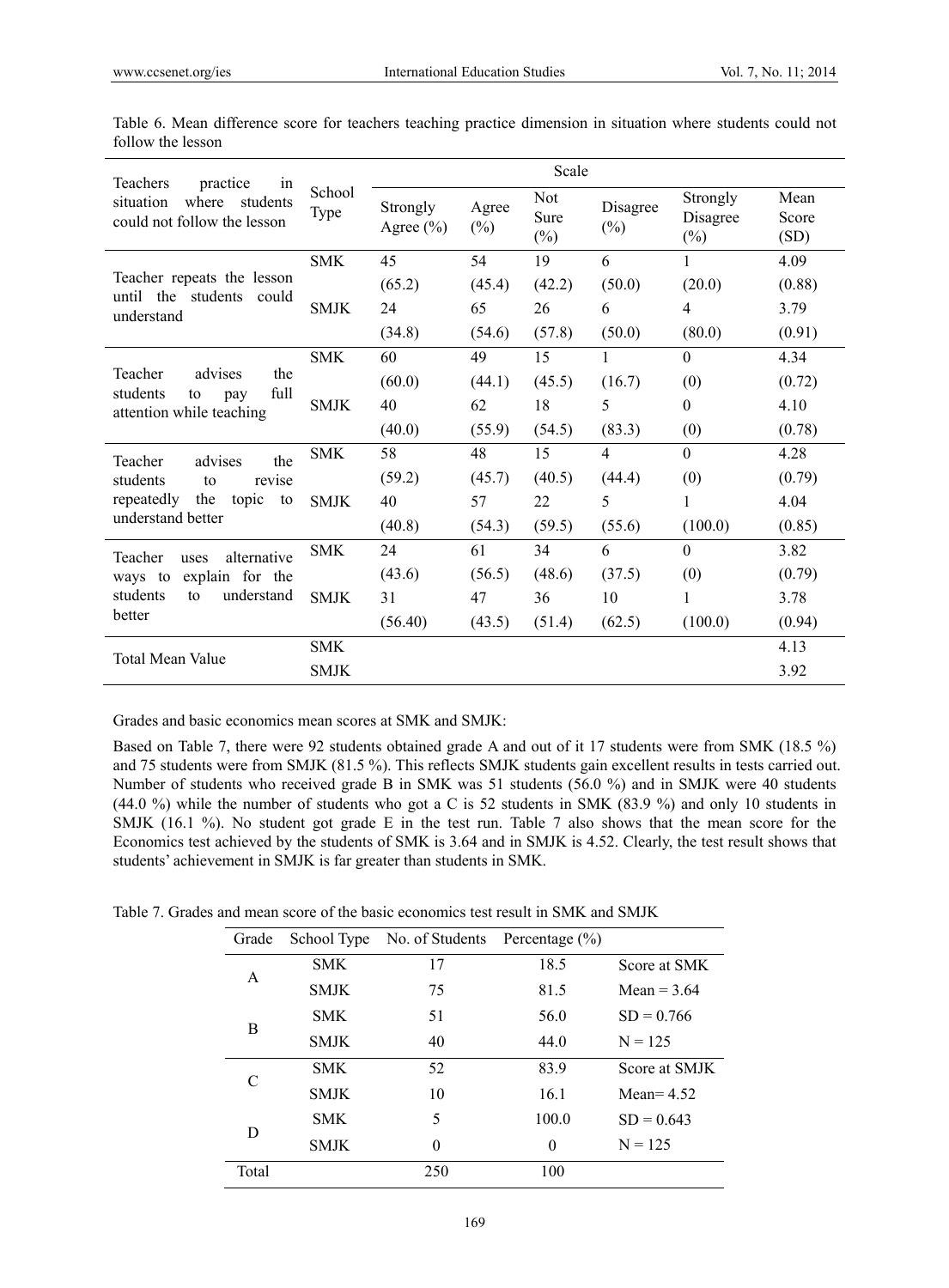Table 6. Mean difference score for teachers teaching practice dimension in situation where students could not follow the lesson

| Teachers practice in situation where students could not follow the lesson | School Type | Scale | | | | | |
|---|---|---|---|---|---|---|---|
| | | Strongly Agree (%) | Agree (%) | Not Sure (%) | Disagree (%) | Strongly Disagree (%) | Mean Score (SD) |
| Teacher repeats the lesson until the students could understand | SMK | 45 | 54 | 19 | 6 | 1 | 4.09 |
| | | (65.2) | (45.4) | (42.2) | (50.0) | (20.0) | (0.88) |
| | SMJK | 24 | 65 | 26 | 6 | 4 | 3.79 |
| | | (34.8) | (54.6) | (57.8) | (50.0) | (80.0) | (0.91) |
| Teacher advises the students to pay full attention while teaching | SMK | 60 | 49 | 15 | 1 | 0 | 4.34 |
| | | (60.0) | (44.1) | (45.5) | (16.7) | (0) | (0.72) |
| | SMJK | 40 | 62 | 18 | 5 | 0 | 4.10 |
| | | (40.0) | (55.9) | (54.5) | (83.3) | (0) | (0.78) |
| Teacher advises the students to revise repeatedly the topic to understand better | SMK | 58 | 48 | 15 | 4 | 0 | 4.28 |
| | | (59.2) | (45.7) | (40.5) | (44.4) | (0) | (0.79) |
| | SMJK | 40 | 57 | 22 | 5 | 1 | 4.04 |
| | | (40.8) | (54.3) | (59.5) | (55.6) | (100.0) | (0.85) |
| Teacher uses alternative ways to explain for the students to understand better | SMK | 24 | 61 | 34 | 6 | 0 | 3.82 |
| | | (43.6) | (56.5) | (48.6) | (37.5) | (0) | (0.79) |
| | SMJK | 31 | 47 | 36 | 10 | 1 | 3.78 |
| | | (56.40) | (43.5) | (51.4) | (62.5) | (100.0) | (0.94) |
| Total Mean Value | SMK | | | | | | 4.13 |
| | SMJK | | | | | | 3.92 |

Grades and basic economics mean scores at SMK and SMJK:

Based on Table 7, there were 92 students obtained grade A and out of it 17 students were from SMK (18.5 %) and 75 students were from SMJK (81.5 %). This reflects SMJK students gain excellent results in tests carried out. Number of students who received grade B in SMK was 51 students (56.0 %) and in SMJK were 40 students (44.0 %) while the number of students who got a C is 52 students in SMK (83.9 %) and only 10 students in SMJK (16.1 %). No student got grade E in the test run. Table 7 also shows that the mean score for the Economics test achieved by the students of SMK is 3.64 and in SMJK is 4.52. Clearly, the test result shows that students' achievement in SMJK is far greater than students in SMK.

Table 7. Grades and mean score of the basic economics test result in SMK and SMJK

| Grade | School Type | No. of Students | Percentage (%) | |
|---|---|---|---|---|
| A | SMK | 17 | 18.5 | Score at SMK |
| | SMJK | 75 | 81.5 | Mean = 3.64 |
| B | SMK | 51 | 56.0 | SD = 0.766 |
| | SMJK | 40 | 44.0 | N = 125 |
| C | SMK | 52 | 83.9 | Score at SMJK |
| | SMJK | 10 | 16.1 | Mean= 4.52 |
| D | SMK | 5 | 100.0 | SD = 0.643 |
| | SMJK | 0 | 0 | N = 125 |
| Total | | 250 | 100 | |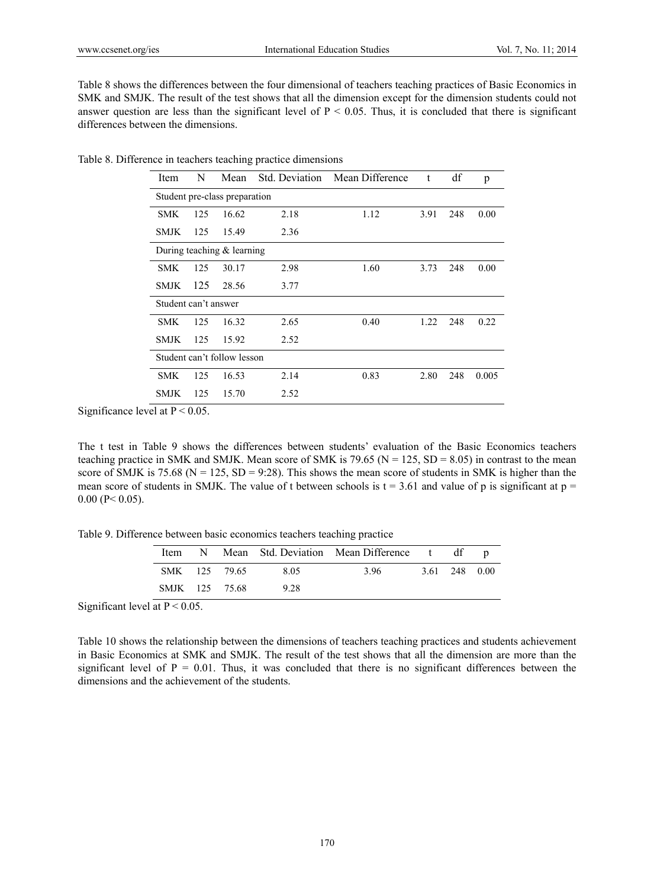Table 8 shows the differences between the four dimensional of teachers teaching practices of Basic Economics in SMK and SMJK. The result of the test shows that all the dimension except for the dimension students could not answer question are less than the significant level of $P < 0.05$. Thus, it is concluded that there is significant differences between the dimensions.

Table 8. Difference in teachers teaching practice dimensions

| Item | N | Mean | Std. Deviation | Mean Difference | t | df | p |
|---|---|---|---|---|---|---|---|
| Student pre-class preparation | | | | | | | |
| SMK | 125 | 16.62 | 2.18 | 1.12 | 3.91 | 248 | 0.00 |
| SMJK | 125 | 15.49 | 2.36 | | | | |
| During teaching & learning | | | | | | | |
| SMK | 125 | 30.17 | 2.98 | 1.60 | 3.73 | 248 | 0.00 |
| SMJK | 125 | 28.56 | 3.77 | | | | |
| Student can't answer | | | | | | | |
| SMK | 125 | 16.32 | 2.65 | 0.40 | 1.22 | 248 | 0.22 |
| SMJK | 125 | 15.92 | 2.52 | | | | |
| Student can't follow lesson | | | | | | | |
| SMK | 125 | 16.53 | 2.14 | 0.83 | 2.80 | 248 | 0.005 |
| SMJK | 125 | 15.70 | 2.52 | | | | |

Significance level at $P < 0.05$.

The t test in Table 9 shows the differences between students' evaluation of the Basic Economics teachers teaching practice in SMK and SMJK. Mean score of SMK is 79.65 (N = 125, SD = 8.05) in contrast to the mean score of SMJK is 75.68 (N = 125, SD = 9:28). This shows the mean score of students in SMK is higher than the mean score of students in SMJK. The value of t between schools is $t = 3.61$ and value of p is significant at $p = 0.00$ ($P < 0.05$).

Table 9. Difference between basic economics teachers teaching practice

| Item | N | Mean | Std. Deviation | Mean Difference | t | df | p |
|---|---|---|---|---|---|---|---|
| SMK | 125 | 79.65 | 8.05 | 3.96 | 3.61 | 248 | 0.00 |
| SMJK | 125 | 75.68 | 9.28 | | | | |

Significant level at $P < 0.05$.

Table 10 shows the relationship between the dimensions of teachers teaching practices and students achievement in Basic Economics at SMK and SMJK. The result of the test shows that all the dimension are more than the significant level of $P = 0.01$. Thus, it was concluded that there is no significant differences between the dimensions and the achievement of the students.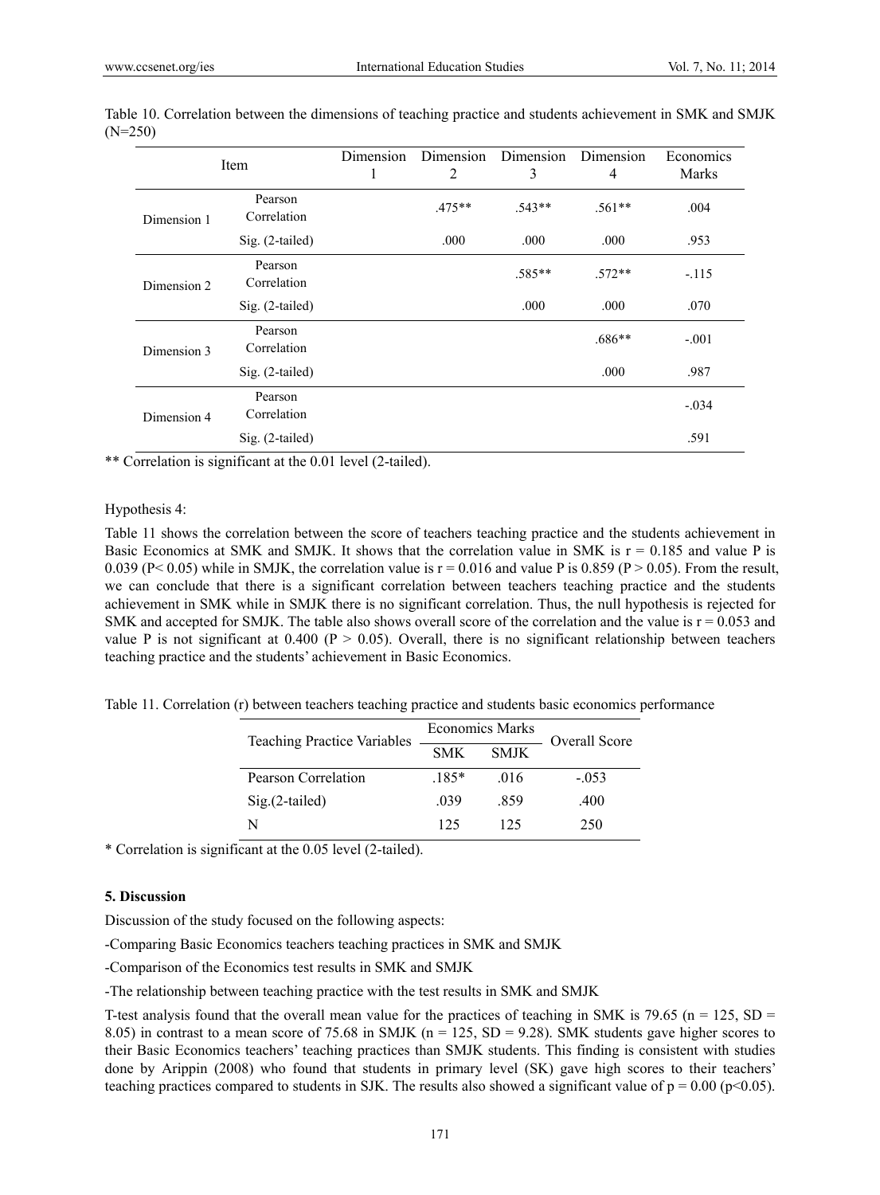Table 10. Correlation between the dimensions of teaching practice and students achievement in SMK and SMJK (N=250)

| Item | | Dimension 1 | Dimension 2 | Dimension 3 | Dimension 4 | Economics Marks |
|---|---|---|---|---|---|---|
| Dimension 1 | Pearson Correlation | | .475** | .543** | .561** | .004 |
| | Sig. (2-tailed) | | .000 | .000 | .000 | .953 |
| Dimension 2 | Pearson Correlation | | | .585** | .572** | -.115 |
| | Sig. (2-tailed) | | | .000 | .000 | .070 |
| Dimension 3 | Pearson Correlation | | | | .686** | -.001 |
| | Sig. (2-tailed) | | | | .000 | .987 |
| Dimension 4 | Pearson Correlation | | | | | -.034 |
| | Sig. (2-tailed) | | | | | .591 |

** Correlation is significant at the 0.01 level (2-tailed).

Hypothesis 4:

Table 11 shows the correlation between the score of teachers teaching practice and the students achievement in Basic Economics at SMK and SMJK. It shows that the correlation value in SMK is $r = 0.185$ and value P is 0.039 ($P < 0.05$) while in SMJK, the correlation value is $r = 0.016$ and value P is 0.859 ($P > 0.05$). From the result, we can conclude that there is a significant correlation between teachers teaching practice and the students achievement in SMK while in SMJK there is no significant correlation. Thus, the null hypothesis is rejected for SMK and accepted for SMJK. The table also shows overall score of the correlation and the value is $r = 0.053$ and value P is not significant at 0.400 ($P > 0.05$). Overall, there is no significant relationship between teachers teaching practice and the students' achievement in Basic Economics.

Table 11. Correlation (r) between teachers teaching practice and students basic economics performance

| Teaching Practice Variables | Economics Marks | | Overall Score |
|---|---|---|---|
| | SMK | SMJK | |
| Pearson Correlation | .185* | .016 | -.053 |
| Sig.(2-tailed) | .039 | .859 | .400 |
| N | 125 | 125 | 250 |

* Correlation is significant at the 0.05 level (2-tailed).

**5. Discussion**

Discussion of the study focused on the following aspects:

-Comparing Basic Economics teachers teaching practices in SMK and SMJK

-Comparison of the Economics test results in SMK and SMJK

-The relationship between teaching practice with the test results in SMK and SMJK

T-test analysis found that the overall mean value for the practices of teaching in SMK is 79.65 ($n = 125$, $SD = 8.05$) in contrast to a mean score of 75.68 in SMJK ($n = 125$, $SD = 9.28$). SMK students gave higher scores to their Basic Economics teachers' teaching practices than SMJK students. This finding is consistent with studies done by Arippin (2008) who found that students in primary level (SK) gave high scores to their teachers' teaching practices compared to students in SJK. The results also showed a significant value of $p = 0.00$ ($p<0.05$).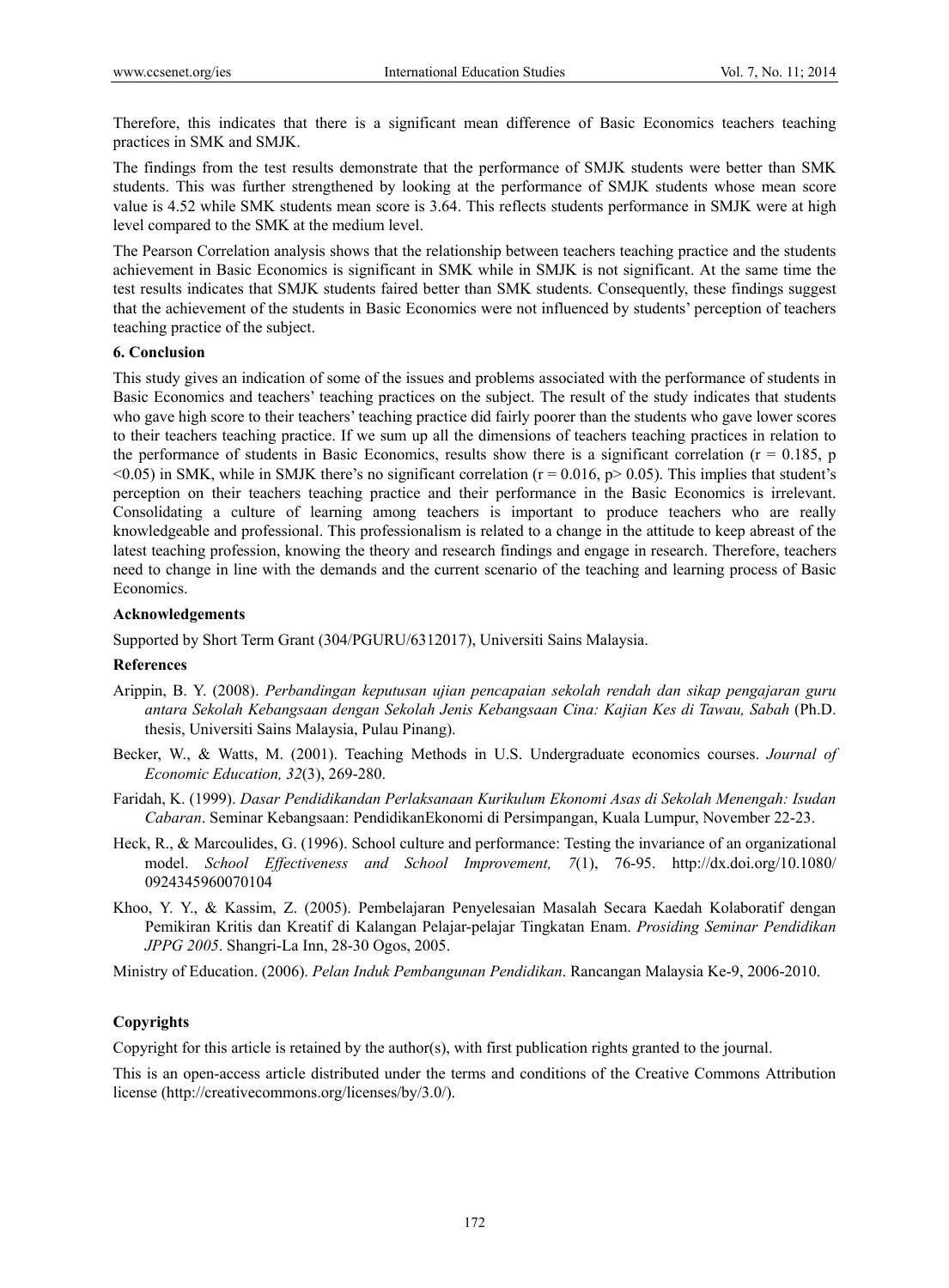Therefore, this indicates that there is a significant mean difference of Basic Economics teachers teaching practices in SMK and SMJK.

The findings from the test results demonstrate that the performance of SMJK students were better than SMK students. This was further strengthened by looking at the performance of SMJK students whose mean score value is 4.52 while SMK students mean score is 3.64. This reflects students performance in SMJK were at high level compared to the SMK at the medium level.

The Pearson Correlation analysis shows that the relationship between teachers teaching practice and the students achievement in Basic Economics is significant in SMK while in SMJK is not significant. At the same time the test results indicates that SMJK students faired better than SMK students. Consequently, these findings suggest that the achievement of the students in Basic Economics were not influenced by students' perception of teachers teaching practice of the subject.

## 6. Conclusion

This study gives an indication of some of the issues and problems associated with the performance of students in Basic Economics and teachers' teaching practices on the subject. The result of the study indicates that students who gave high score to their teachers' teaching practice did fairly poorer than the students who gave lower scores to their teachers teaching practice. If we sum up all the dimensions of teachers teaching practices in relation to the performance of students in Basic Economics, results show there is a significant correlation ($r = 0.185$, $p < 0.05$) in SMK, while in SMJK there's no significant correlation ($r = 0.016$, $p > 0.05$). This implies that student's perception on their teachers teaching practice and their performance in the Basic Economics is irrelevant. Consolidating a culture of learning among teachers is important to produce teachers who are really knowledgeable and professional. This professionalism is related to a change in the attitude to keep abreast of the latest teaching profession, knowing the theory and research findings and engage in research. Therefore, teachers need to change in line with the demands and the current scenario of the teaching and learning process of Basic Economics.

## Acknowledgements

Supported by Short Term Grant (304/PGURU/6312017), Universiti Sains Malaysia.

## References

Arippin, B. Y. (2008). *Perbandingan keputusan ujian pencapaian sekolah rendah dan sikap pengajaran guru antara Sekolah Kebangsaan dengan Sekolah Jenis Kebangsaan Cina: Kajian Kes di Tawau, Sabah* (Ph.D. thesis, Universiti Sains Malaysia, Pulau Pinang).

Becker, W., & Watts, M. (2001). Teaching Methods in U.S. Undergraduate economics courses. *Journal of Economic Education, 32*(3), 269-280.

Faridah, K. (1999). *Dasar Pendidikandan Perlaksanaan Kurikulum Ekonomi Asas di Sekolah Menengah: Isudan Cabaran*. Seminar Kebangsaan: PendidikanEkonomi di Persimpangan, Kuala Lumpur, November 22-23.

Heck, R., & Marcoulides, G. (1996). School culture and performance: Testing the invariance of an organizational model. *School Effectiveness and School Improvement, 7*(1), 76-95. http://dx.doi.org/10.1080/0924345960070104

Khoo, Y. Y., & Kassim, Z. (2005). Pembelajaran Penyelesaian Masalah Secara Kaedah Kolaboratif dengan Pemikiran Kritis dan Kreatif di Kalangan Pelajar-pelajar Tingkatan Enam. *Prosiding Seminar Pendidikan JPPG 2005*. Shangri-La Inn, 28-30 Ogos, 2005.

Ministry of Education. (2006). *Pelan Induk Pembangunan Pendidikan*. Rancangan Malaysia Ke-9, 2006-2010.

## Copyrights

Copyright for this article is retained by the author(s), with first publication rights granted to the journal.

This is an open-access article distributed under the terms and conditions of the Creative Commons Attribution license (http://creativecommons.org/licenses/by/3.0/).